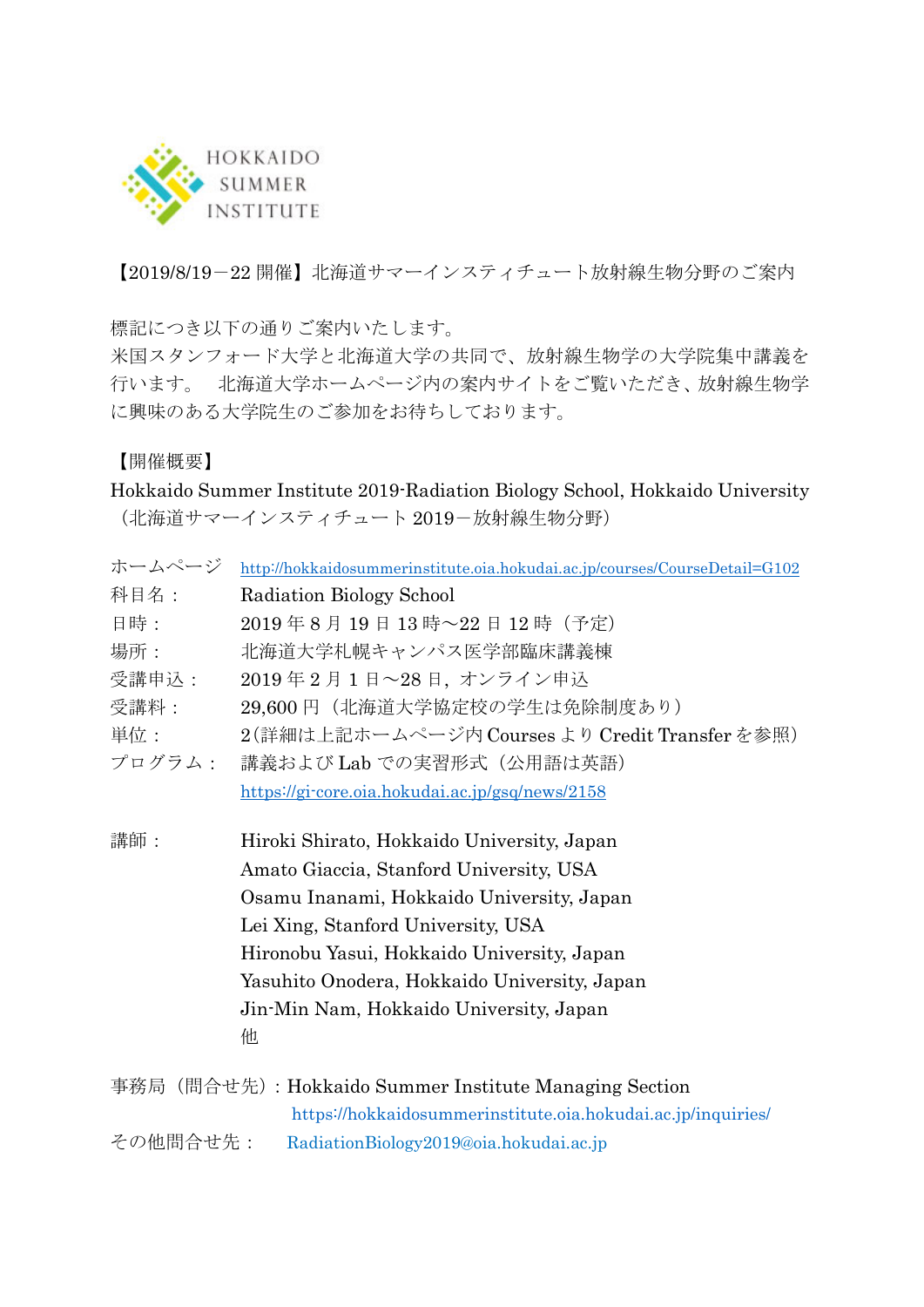HOKKAIDO SUMMER INSTITUTE

【2019/8/19－22 開催】北海道サマーインスティチュート放射線生物分野のご案内

標記につき以下の通りご案内いたします。
米国スタンフォード大学と北海道大学の共同で、放射線生物学の大学院集中講義を行います。　北海道大学ホームページ内の案内サイトをご覧いただき、放射線生物学に興味のある大学院生のご参加をお待ちしております。

【開催概要】

Hokkaido Summer Institute 2019-Radiation Biology School, Hokkaido University
（北海道サマーインスティチュート 2019－放射線生物分野）

| | |
|---|---|
| ホームページ | http://hokkaidosummerinstitute.oia.hokudai.ac.jp/courses/CourseDetail=G102 |
| 科目名： | Radiation Biology School |
| 日時： | 2019 年 8 月 19 日 13 時～22 日 12 時（予定） |
| 場所： | 北海道大学札幌キャンパス医学部臨床講義棟 |
| 受講申込： | 2019 年 2 月 1 日～28 日，オンライン申込 |
| 受講料： | 29,600 円（北海道大学協定校の学生は免除制度あり） |
| 単位： | 2（詳細は上記ホームページ内 Courses より Credit Transfer を参照） |
| プログラム： | 講義および Lab での実習形式（公用語は英語）<br>https://gi-core.oia.hokudai.ac.jp/gsq/news/2158 |
| 講師： | Hiroki Shirato, Hokkaido University, Japan<br>Amato Giaccia, Stanford University, USA<br>Osamu Inanami, Hokkaido University, Japan<br>Lei Xing, Stanford University, USA<br>Hironobu Yasui, Hokkaido University, Japan<br>Yasuhito Onodera, Hokkaido University, Japan<br>Jin-Min Nam, Hokkaido University, Japan<br>他 |

事務局（問合せ先）：Hokkaido Summer Institute Managing Section
https://hokkaidosummerinstitute.oia.hokudai.ac.jp/inquiries/

その他問合せ先：　RadiationBiology2019@oia.hokudai.ac.jp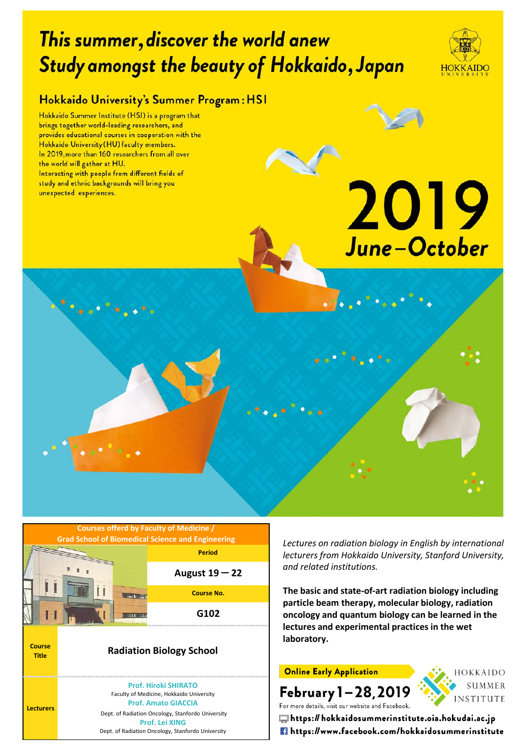# This summer, discover the world anew
# Study amongst the beauty of Hokkaido, Japan

HOKKAIDO UNIVERSITY

## Hokkaido University's Summer Program : HSI

Hokkaido Summer Institute (HSI) is a program that brings together world-leading researchers, and provides educational courses in cooperation with the Hokkaido University (HU) faculty members.
In 2019, more than 160 researchers from all over the world will gather at HU.
Interacting with people from different fields of study and ethnic backgrounds will bring you unexpected experiences.

# 2019
## June – October

| Courses offerd by Faculty of Medicine / Grad School of Biomedical Science and Engineering | |
|---|---|
| Period | August 19 — 22 |
| Course No. | G102 |
| Course Title | Radiation Biology School |
| Lecturers | Prof. Hiroki SHIRATO<br>Faculty of Medicine, Hokkaido University<br>Prof. Amato GIACCIA<br>Dept. of Radiation Oncology, Stanfordo University<br>Prof. Lei XING<br>Dept. of Radiation Oncology, Stanfordo University |

*Lectures on radiation biology in English by international lecturers from Hokkaido University, Stanford University, and related institutions.*

**The basic and state-of-art radiation biology including particle beam therapy, molecular biology, radiation oncology and quantum biology can be learned in the lectures and experimental practices in the wet laboratory.**

**Online Early Application**

**February 1 – 28, 2019**

For more details, visit our website and Facebook.

HOKKAIDO SUMMER INSTITUTE

**https:// hokkaidosummerinstitute.oia.hokudai.ac.jp**

**https://www.facebook.com/hokkaidosummerinstitute**